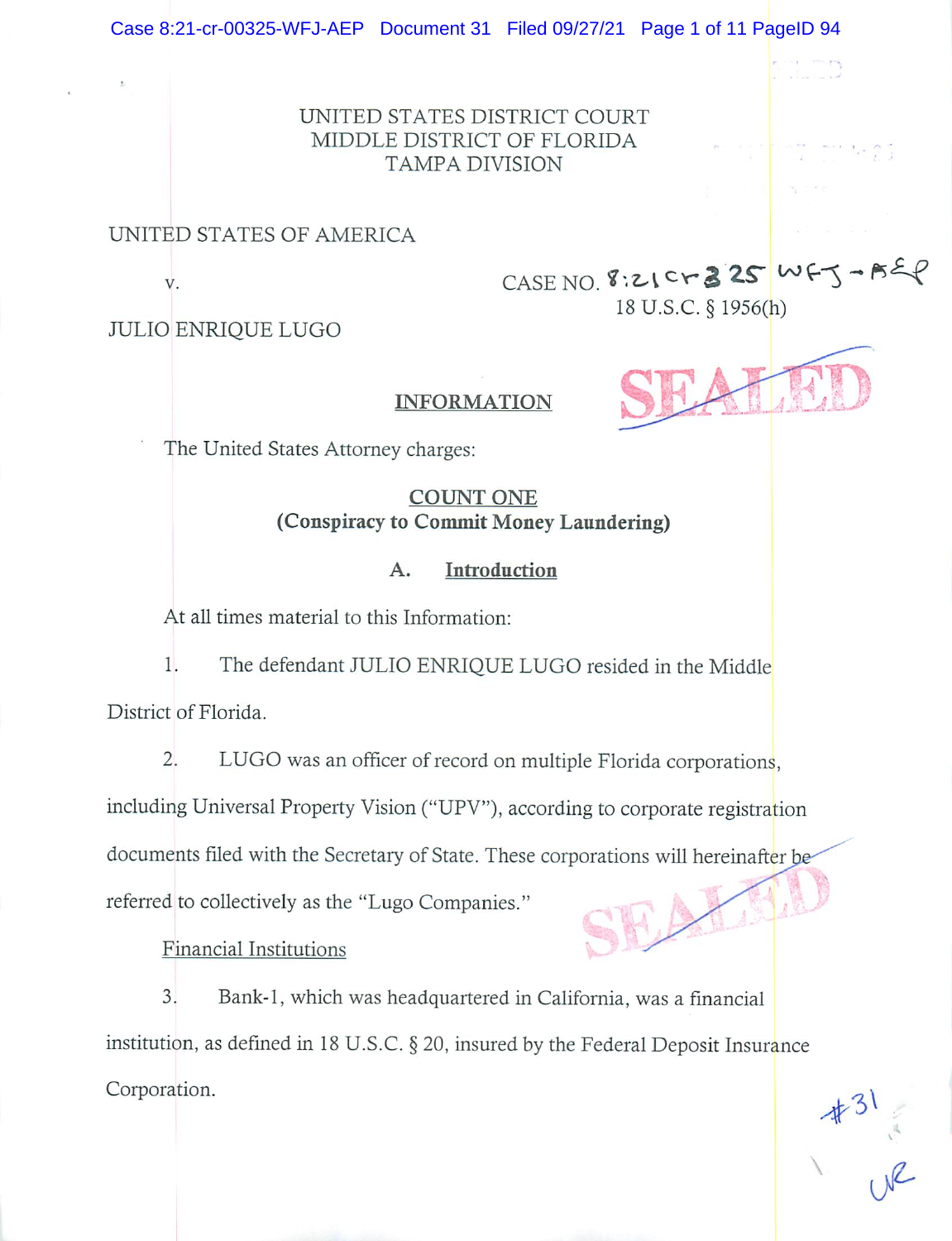UNITED STATES DISTRICT COURT
MIDDLE DISTRICT OF FLORIDA
TAMPA DIVISION

UNITED STATES OF AMERICA

v. CASE NO. 8:21cr325 WFJ-AEP
18 U.S.C. § 1956(h)

JULIO ENRIQUE LUGO

SEALED

## INFORMATION

The United States Attorney charges:

### COUNT ONE
**(Conspiracy to Commit Money Laundering)**

### A. Introduction

At all times material to this Information:

1. The defendant JULIO ENRIQUE LUGO resided in the Middle District of Florida.

2. LUGO was an officer of record on multiple Florida corporations, including Universal Property Vision ("UPV"), according to corporate registration documents filed with the Secretary of State. These corporations will hereinafter be referred to collectively as the "Lugo Companies."

Financial Institutions

3. Bank-1, which was headquartered in California, was a financial institution, as defined in 18 U.S.C. § 20, insured by the Federal Deposit Insurance Corporation.

#31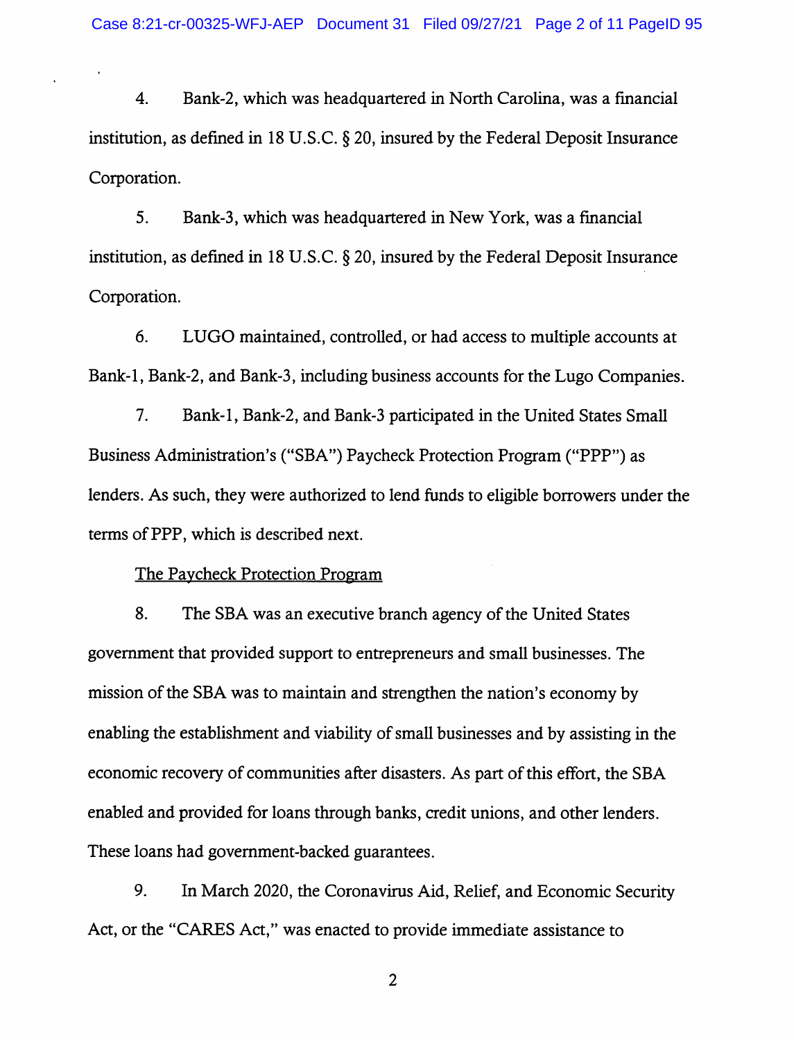4. Bank-2, which was headquartered in North Carolina, was a financial institution, as defined in 18 U.S.C. § 20, insured by the Federal Deposit Insurance Corporation.

5. Bank-3, which was headquartered in New York, was a financial institution, as defined in 18 U.S.C. § 20, insured by the Federal Deposit Insurance Corporation.

6. LUGO maintained, controlled, or had access to multiple accounts at Bank-1, Bank-2, and Bank-3, including business accounts for the Lugo Companies.

7. Bank-1, Bank-2, and Bank-3 participated in the United States Small Business Administration's ("SBA") Paycheck Protection Program ("PPP") as lenders. As such, they were authorized to lend funds to eligible borrowers under the terms of PPP, which is described next.

<u>The Paycheck Protection Program</u>

8. The SBA was an executive branch agency of the United States government that provided support to entrepreneurs and small businesses. The mission of the SBA was to maintain and strengthen the nation's economy by enabling the establishment and viability of small businesses and by assisting in the economic recovery of communities after disasters. As part of this effort, the SBA enabled and provided for loans through banks, credit unions, and other lenders. These loans had government-backed guarantees.

9. In March 2020, the Coronavirus Aid, Relief, and Economic Security Act, or the "CARES Act," was enacted to provide immediate assistance to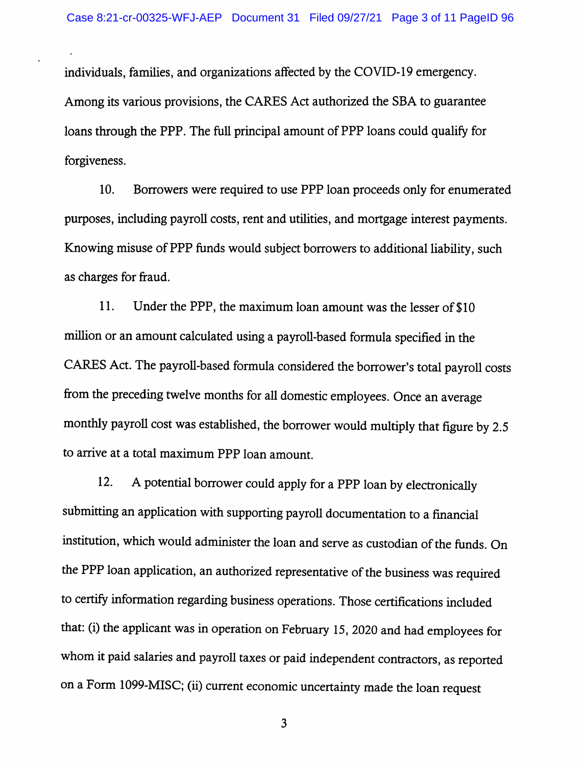individuals, families, and organizations affected by the COVID-19 emergency. Among its various provisions, the CARES Act authorized the SBA to guarantee loans through the PPP. The full principal amount of PPP loans could qualify for forgiveness.

10. Borrowers were required to use PPP loan proceeds only for enumerated purposes, including payroll costs, rent and utilities, and mortgage interest payments. Knowing misuse of PPP funds would subject borrowers to additional liability, such as charges for fraud.

11. Under the PPP, the maximum loan amount was the lesser of $10 million or an amount calculated using a payroll-based formula specified in the CARES Act. The payroll-based formula considered the borrower's total payroll costs from the preceding twelve months for all domestic employees. Once an average monthly payroll cost was established, the borrower would multiply that figure by 2.5 to arrive at a total maximum PPP loan amount.

12. A potential borrower could apply for a PPP loan by electronically submitting an application with supporting payroll documentation to a financial institution, which would administer the loan and serve as custodian of the funds. On the PPP loan application, an authorized representative of the business was required to certify information regarding business operations. Those certifications included that: (i) the applicant was in operation on February 15, 2020 and had employees for whom it paid salaries and payroll taxes or paid independent contractors, as reported on a Form 1099-MISC; (ii) current economic uncertainty made the loan request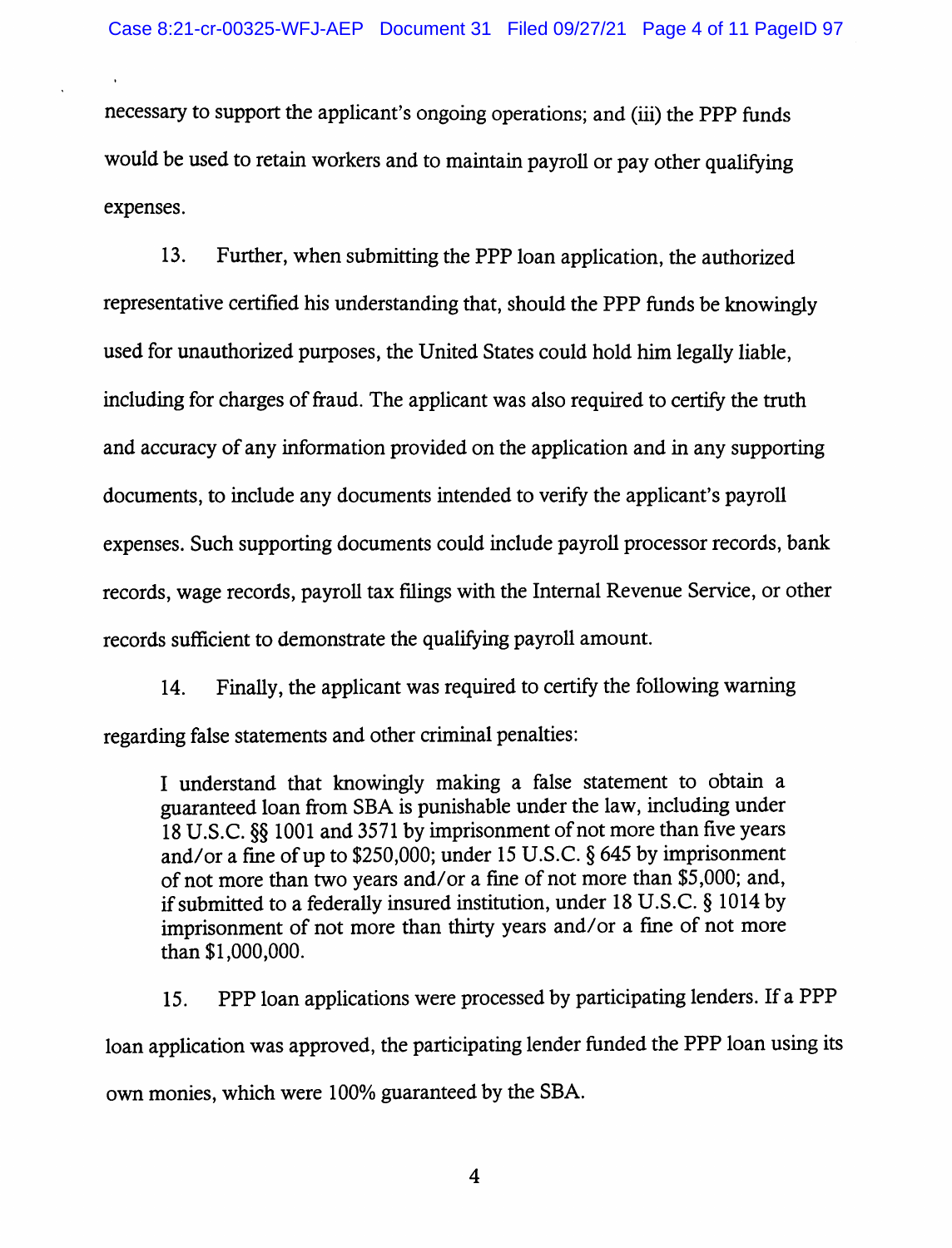necessary to support the applicant's ongoing operations; and (iii) the PPP funds would be used to retain workers and to maintain payroll or pay other qualifying expenses.

13. Further, when submitting the PPP loan application, the authorized representative certified his understanding that, should the PPP funds be knowingly used for unauthorized purposes, the United States could hold him legally liable, including for charges of fraud. The applicant was also required to certify the truth and accuracy of any information provided on the application and in any supporting documents, to include any documents intended to verify the applicant's payroll expenses. Such supporting documents could include payroll processor records, bank records, wage records, payroll tax filings with the Internal Revenue Service, or other records sufficient to demonstrate the qualifying payroll amount.

14. Finally, the applicant was required to certify the following warning regarding false statements and other criminal penalties:

> I understand that knowingly making a false statement to obtain a guaranteed loan from SBA is punishable under the law, including under 18 U.S.C. §§ 1001 and 3571 by imprisonment of not more than five years and/or a fine of up to $250,000; under 15 U.S.C. § 645 by imprisonment of not more than two years and/or a fine of not more than $5,000; and, if submitted to a federally insured institution, under 18 U.S.C. § 1014 by imprisonment of not more than thirty years and/or a fine of not more than $1,000,000.

15. PPP loan applications were processed by participating lenders. If a PPP loan application was approved, the participating lender funded the PPP loan using its own monies, which were 100% guaranteed by the SBA.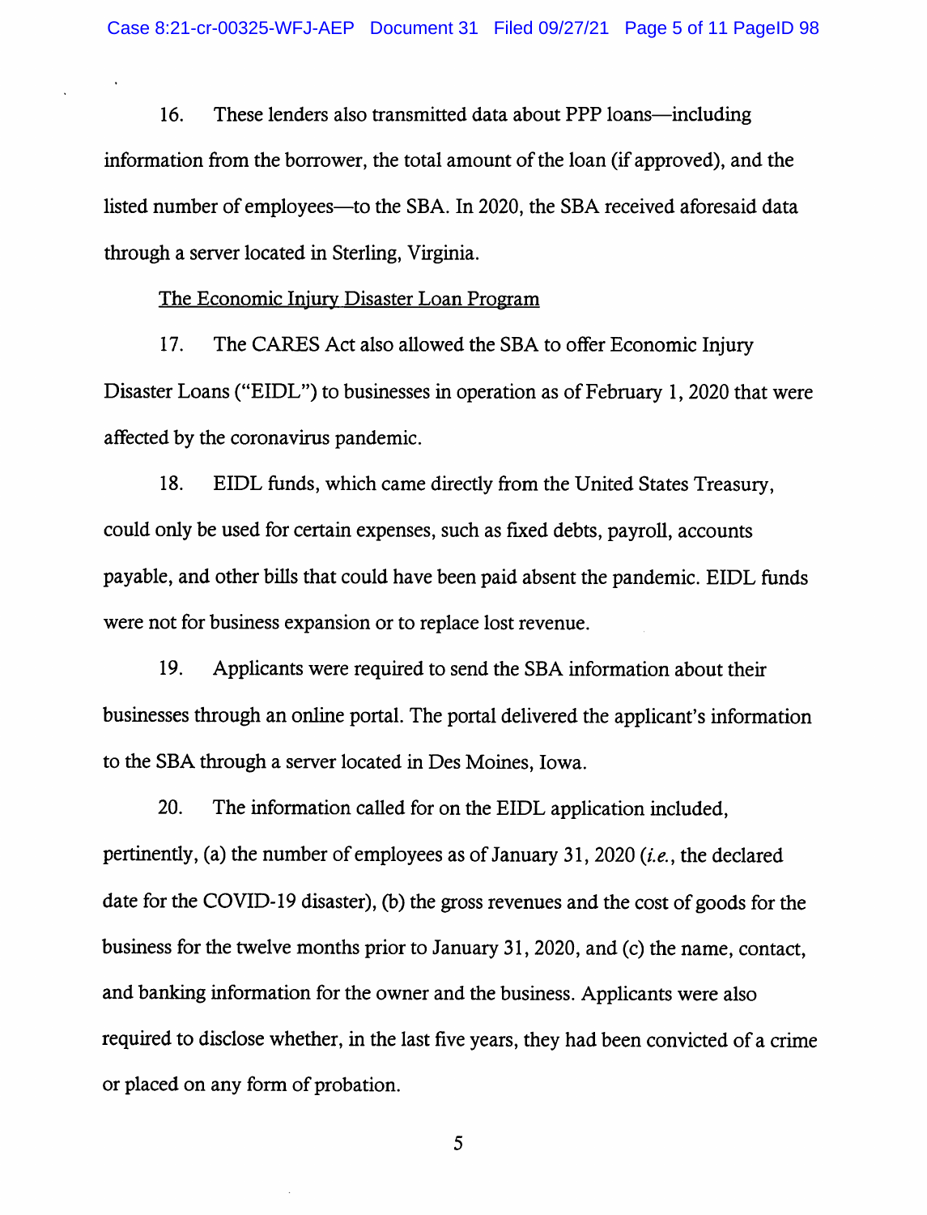16. These lenders also transmitted data about PPP loans—including information from the borrower, the total amount of the loan (if approved), and the listed number of employees—to the SBA. In 2020, the SBA received aforesaid data through a server located in Sterling, Virginia.

The Economic Injury Disaster Loan Program

17. The CARES Act also allowed the SBA to offer Economic Injury Disaster Loans ("EIDL") to businesses in operation as of February 1, 2020 that were affected by the coronavirus pandemic.

18. EIDL funds, which came directly from the United States Treasury, could only be used for certain expenses, such as fixed debts, payroll, accounts payable, and other bills that could have been paid absent the pandemic. EIDL funds were not for business expansion or to replace lost revenue.

19. Applicants were required to send the SBA information about their businesses through an online portal. The portal delivered the applicant's information to the SBA through a server located in Des Moines, Iowa.

20. The information called for on the EIDL application included, pertinently, (a) the number of employees as of January 31, 2020 (*i.e.*, the declared date for the COVID-19 disaster), (b) the gross revenues and the cost of goods for the business for the twelve months prior to January 31, 2020, and (c) the name, contact, and banking information for the owner and the business. Applicants were also required to disclose whether, in the last five years, they had been convicted of a crime or placed on any form of probation.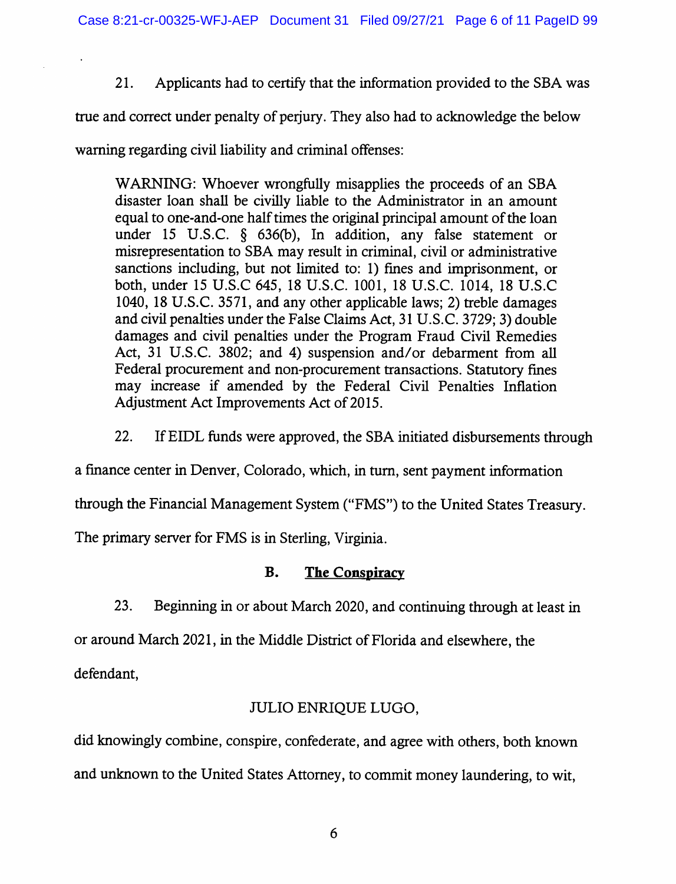21. Applicants had to certify that the information provided to the SBA was true and correct under penalty of perjury. They also had to acknowledge the below warning regarding civil liability and criminal offenses:

> WARNING: Whoever wrongfully misapplies the proceeds of an SBA disaster loan shall be civilly liable to the Administrator in an amount equal to one-and-one half times the original principal amount of the loan under 15 U.S.C. § 636(b), In addition, any false statement or misrepresentation to SBA may result in criminal, civil or administrative sanctions including, but not limited to: 1) fines and imprisonment, or both, under 15 U.S.C 645, 18 U.S.C. 1001, 18 U.S.C. 1014, 18 U.S.C 1040, 18 U.S.C. 3571, and any other applicable laws; 2) treble damages and civil penalties under the False Claims Act, 31 U.S.C. 3729; 3) double damages and civil penalties under the Program Fraud Civil Remedies Act, 31 U.S.C. 3802; and 4) suspension and/or debarment from all Federal procurement and non-procurement transactions. Statutory fines may increase if amended by the Federal Civil Penalties Inflation Adjustment Act Improvements Act of 2015.

22. If EIDL funds were approved, the SBA initiated disbursements through a finance center in Denver, Colorado, which, in turn, sent payment information through the Financial Management System ("FMS") to the United States Treasury. The primary server for FMS is in Sterling, Virginia.

### B. The Conspiracy

23. Beginning in or about March 2020, and continuing through at least in or around March 2021, in the Middle District of Florida and elsewhere, the defendant,

JULIO ENRIQUE LUGO,

did knowingly combine, conspire, confederate, and agree with others, both known and unknown to the United States Attorney, to commit money laundering, to wit,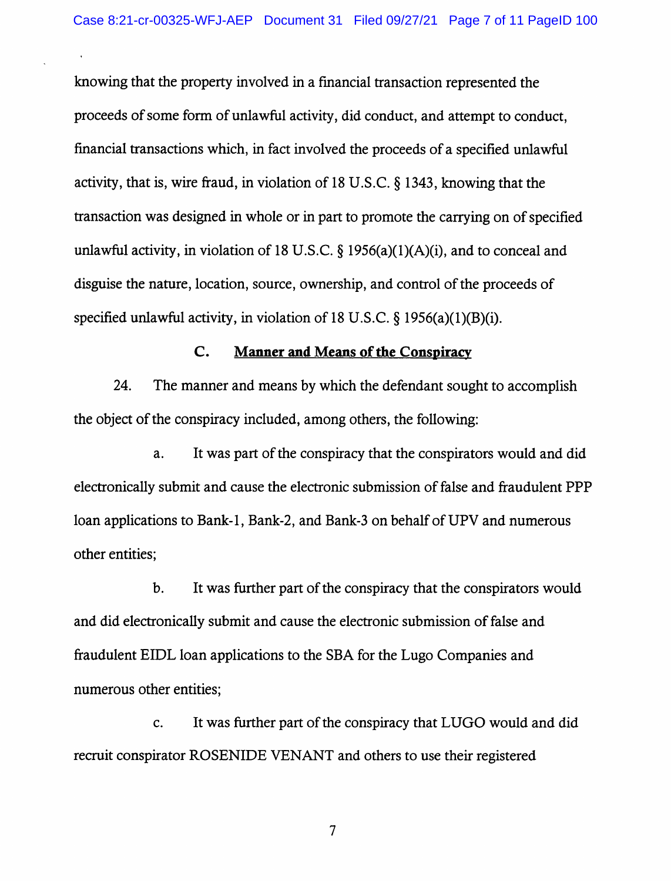knowing that the property involved in a financial transaction represented the proceeds of some form of unlawful activity, did conduct, and attempt to conduct, financial transactions which, in fact involved the proceeds of a specified unlawful activity, that is, wire fraud, in violation of 18 U.S.C. § 1343, knowing that the transaction was designed in whole or in part to promote the carrying on of specified unlawful activity, in violation of 18 U.S.C. § 1956(a)(1)(A)(i), and to conceal and disguise the nature, location, source, ownership, and control of the proceeds of specified unlawful activity, in violation of 18 U.S.C. § 1956(a)(1)(B)(i).

### C. Manner and Means of the Conspiracy

24. The manner and means by which the defendant sought to accomplish the object of the conspiracy included, among others, the following:

a. It was part of the conspiracy that the conspirators would and did electronically submit and cause the electronic submission of false and fraudulent PPP loan applications to Bank-1, Bank-2, and Bank-3 on behalf of UPV and numerous other entities;

b. It was further part of the conspiracy that the conspirators would and did electronically submit and cause the electronic submission of false and fraudulent EIDL loan applications to the SBA for the Lugo Companies and numerous other entities;

c. It was further part of the conspiracy that LUGO would and did recruit conspirator ROSENIDE VENANT and others to use their registered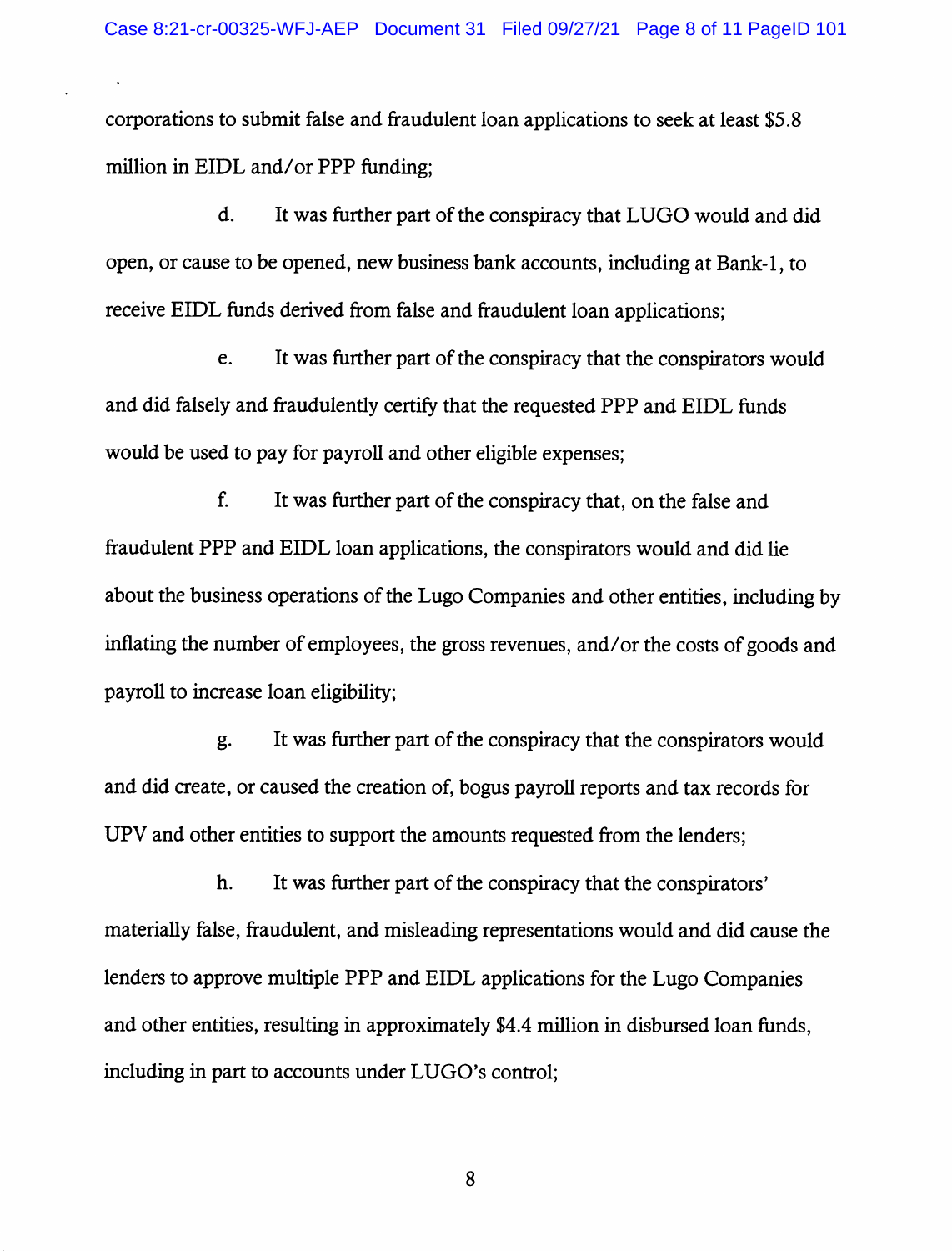corporations to submit false and fraudulent loan applications to seek at least $5.8 million in EIDL and/or PPP funding;

d. It was further part of the conspiracy that LUGO would and did open, or cause to be opened, new business bank accounts, including at Bank-1, to receive EIDL funds derived from false and fraudulent loan applications;

e. It was further part of the conspiracy that the conspirators would and did falsely and fraudulently certify that the requested PPP and EIDL funds would be used to pay for payroll and other eligible expenses;

f. It was further part of the conspiracy that, on the false and fraudulent PPP and EIDL loan applications, the conspirators would and did lie about the business operations of the Lugo Companies and other entities, including by inflating the number of employees, the gross revenues, and/or the costs of goods and payroll to increase loan eligibility;

g. It was further part of the conspiracy that the conspirators would and did create, or caused the creation of, bogus payroll reports and tax records for UPV and other entities to support the amounts requested from the lenders;

h. It was further part of the conspiracy that the conspirators' materially false, fraudulent, and misleading representations would and did cause the lenders to approve multiple PPP and EIDL applications for the Lugo Companies and other entities, resulting in approximately $4.4 million in disbursed loan funds, including in part to accounts under LUGO's control;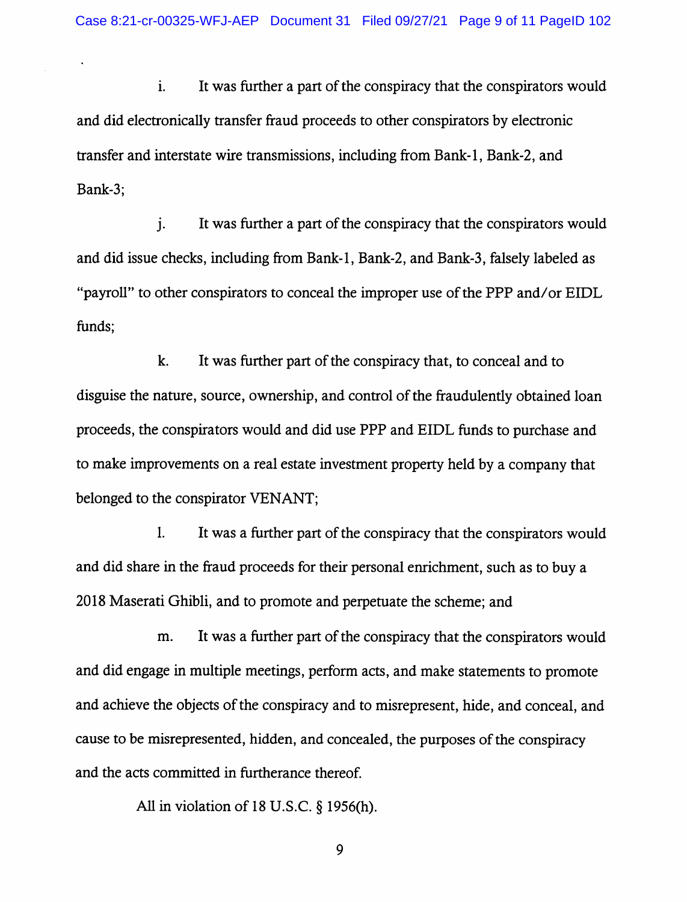i. It was further a part of the conspiracy that the conspirators would and did electronically transfer fraud proceeds to other conspirators by electronic transfer and interstate wire transmissions, including from Bank-1, Bank-2, and Bank-3;

j. It was further a part of the conspiracy that the conspirators would and did issue checks, including from Bank-1, Bank-2, and Bank-3, falsely labeled as "payroll" to other conspirators to conceal the improper use of the PPP and/or EIDL funds;

k. It was further part of the conspiracy that, to conceal and to disguise the nature, source, ownership, and control of the fraudulently obtained loan proceeds, the conspirators would and did use PPP and EIDL funds to purchase and to make improvements on a real estate investment property held by a company that belonged to the conspirator VENANT;

l. It was a further part of the conspiracy that the conspirators would and did share in the fraud proceeds for their personal enrichment, such as to buy a 2018 Maserati Ghibli, and to promote and perpetuate the scheme; and

m. It was a further part of the conspiracy that the conspirators would and did engage in multiple meetings, perform acts, and make statements to promote and achieve the objects of the conspiracy and to misrepresent, hide, and conceal, and cause to be misrepresented, hidden, and concealed, the purposes of the conspiracy and the acts committed in furtherance thereof.

All in violation of 18 U.S.C. § 1956(h).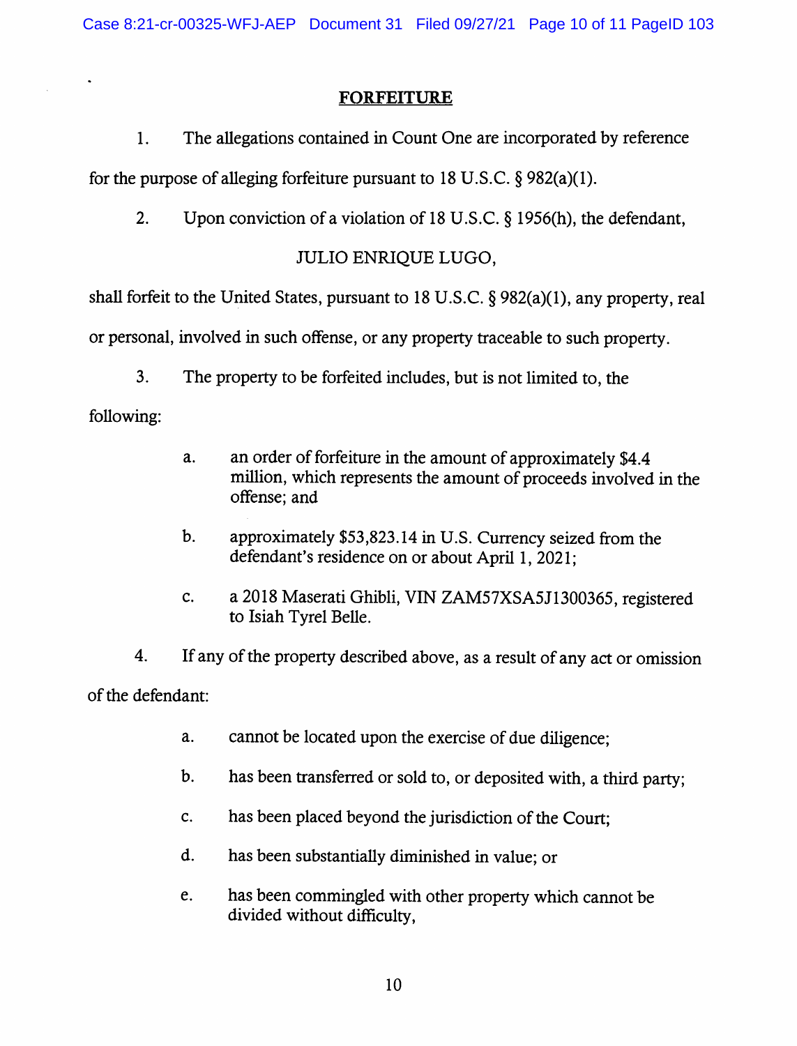## FORFEITURE

1. The allegations contained in Count One are incorporated by reference for the purpose of alleging forfeiture pursuant to 18 U.S.C. § 982(a)(1).

2. Upon conviction of a violation of 18 U.S.C. § 1956(h), the defendant,

JULIO ENRIQUE LUGO,

shall forfeit to the United States, pursuant to 18 U.S.C. § 982(a)(1), any property, real or personal, involved in such offense, or any property traceable to such property.

3. The property to be forfeited includes, but is not limited to, the following:

   a. an order of forfeiture in the amount of approximately $4.4 million, which represents the amount of proceeds involved in the offense; and

   b. approximately $53,823.14 in U.S. Currency seized from the defendant's residence on or about April 1, 2021;

   c. a 2018 Maserati Ghibli, VIN ZAM57XSA5J1300365, registered to Isiah Tyrel Belle.

4. If any of the property described above, as a result of any act or omission of the defendant:

   a. cannot be located upon the exercise of due diligence;

   b. has been transferred or sold to, or deposited with, a third party;

   c. has been placed beyond the jurisdiction of the Court;

   d. has been substantially diminished in value; or

   e. has been commingled with other property which cannot be divided without difficulty,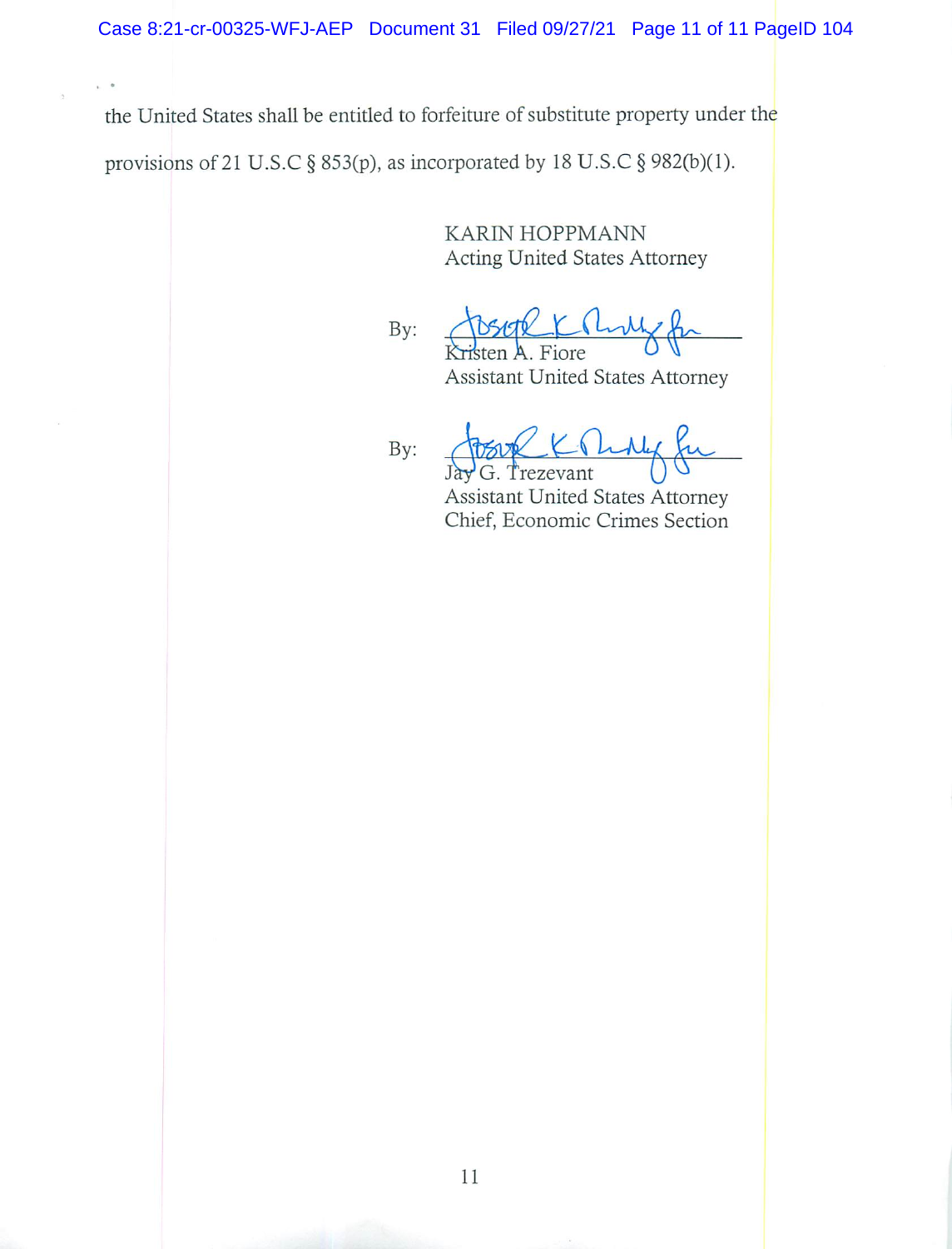the United States shall be entitled to forfeiture of substitute property under the provisions of 21 U.S.C § 853(p), as incorporated by 18 U.S.C § 982(b)(1).

KARIN HOPPMANN
Acting United States Attorney

By: ______________________
Kristen A. Fiore
Assistant United States Attorney

By: ______________________
Jay G. Trezevant
Assistant United States Attorney
Chief, Economic Crimes Section